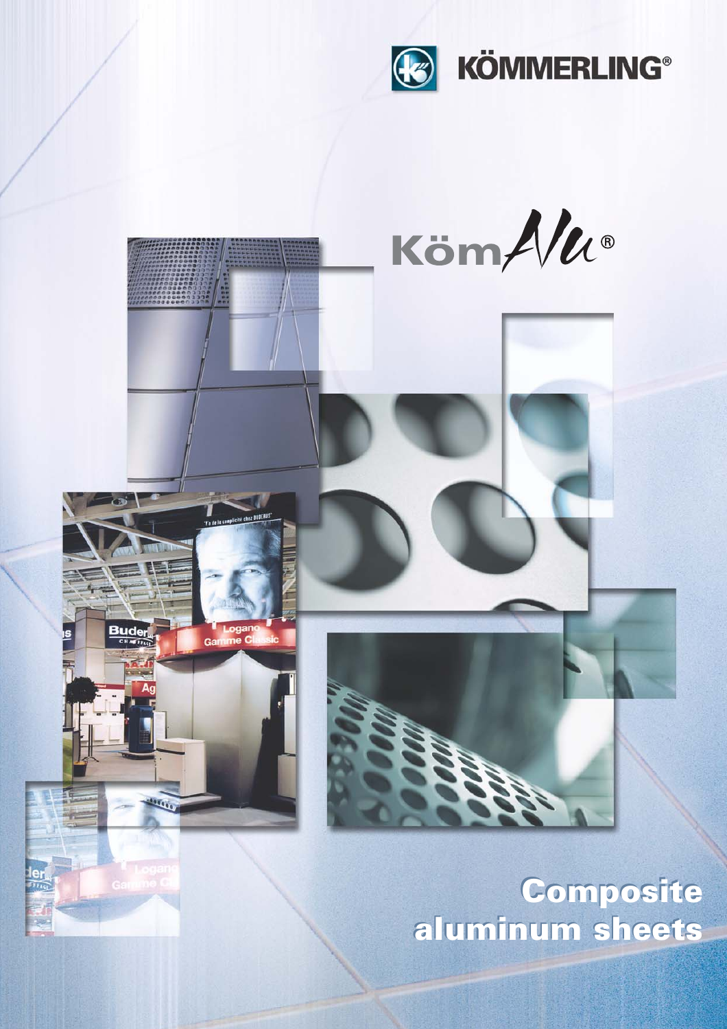KÖMMERLING®

KömAlu®

# Composite aluminum sheets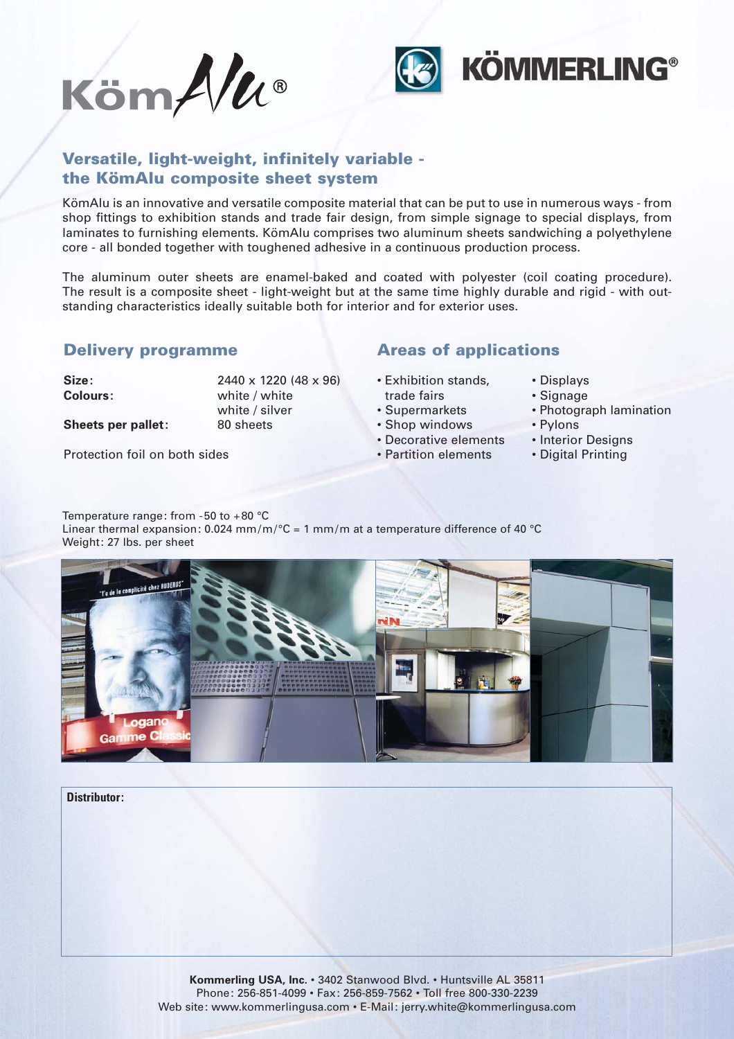KömAlu®

KÖMMERLING®

## Versatile, light-weight, infinitely variable - the KömAlu composite sheet system

KömAlu is an innovative and versatile composite material that can be put to use in numerous ways - from shop fittings to exhibition stands and trade fair design, from simple signage to special displays, from laminates to furnishing elements. KömAlu comprises two aluminum sheets sandwiching a polyethylene core - all bonded together with toughened adhesive in a continuous production process.

The aluminum outer sheets are enamel-baked and coated with polyester (coil coating procedure). The result is a composite sheet - light-weight but at the same time highly durable and rigid - with outstanding characteristics ideally suitable both for interior and for exterior uses.

### Delivery programme

| | |
|---|---|
| **Size:** | 2440 x 1220 (48 x 96) |
| **Colours:** | white / white |
| | white / silver |
| **Sheets per pallet:** | 80 sheets |

Protection foil on both sides

### Areas of applications

- Exhibition stands, trade fairs
- Supermarkets
- Shop windows
- Decorative elements
- Partition elements
- Displays
- Signage
- Photograph lamination
- Pylons
- Interior Designs
- Digital Printing

Temperature range: from -50 to +80 °C
Linear thermal expansion: 0.024 mm/m/°C = 1 mm/m at a temperature difference of 40 °C
Weight: 27 lbs. per sheet

**Distributor:**

**Kommerling USA, Inc.** • 3402 Stanwood Blvd. • Huntsville AL 35811
Phone: 256-851-4099 • Fax: 256-859-7562 • Toll free 800-330-2239
Web site: www.kommerlingusa.com • E-Mail: jerry.white@kommerlingusa.com